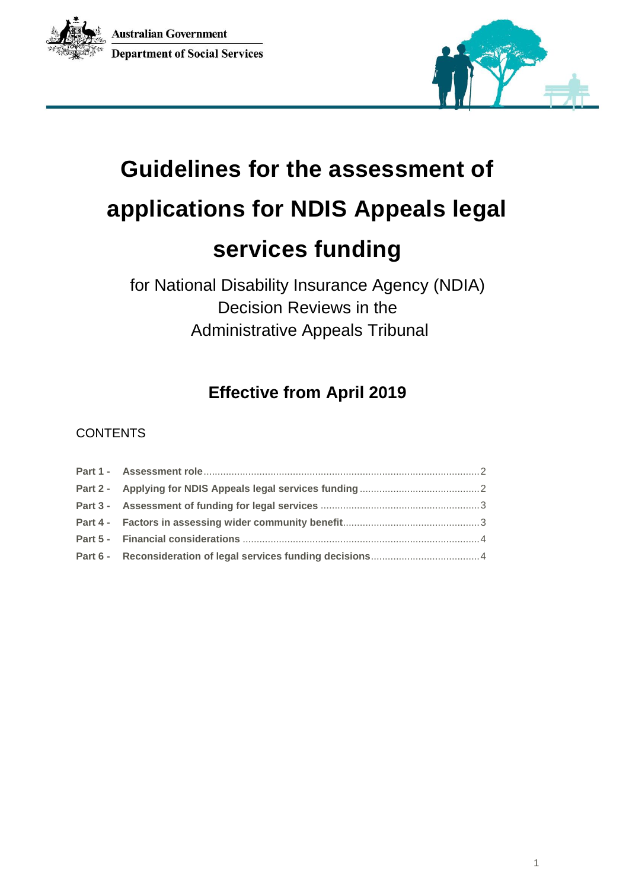Australian Government

Department of Social Services

# Guidelines for the assessment of applications for NDIS Appeals legal services funding

for National Disability Insurance Agency (NDIA) Decision Reviews in the Administrative Appeals Tribunal

## Effective from April 2019

CONTENTS

**Part 1 - Assessment role** ........................................ 2

**Part 2 - Applying for NDIS Appeals legal services funding** ........................................ 2

**Part 3 - Assessment of funding for legal services** ........................................ 3

**Part 4 - Factors in assessing wider community benefit** ........................................ 3

**Part 5 - Financial considerations** ........................................ 4

**Part 6 - Reconsideration of legal services funding decisions** ........................................ 4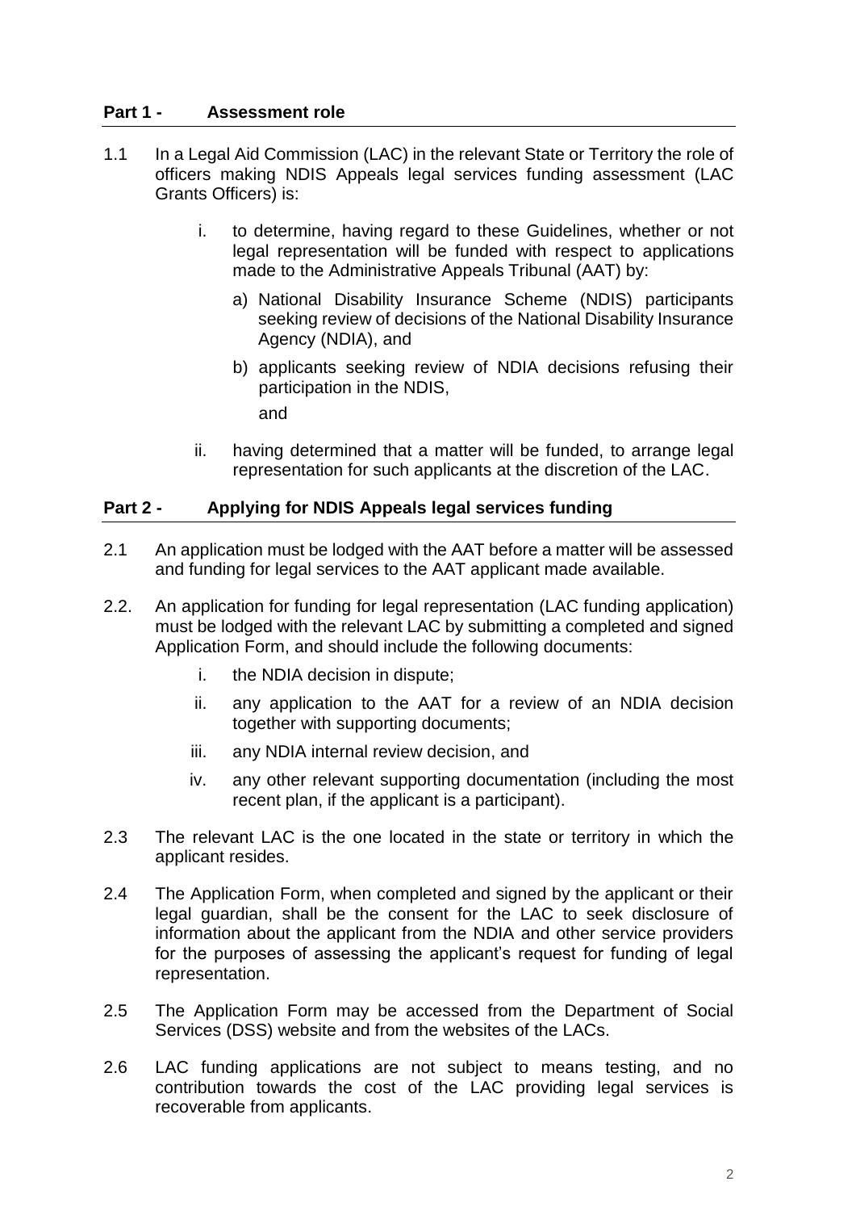## Part 1 - Assessment role

1.1 In a Legal Aid Commission (LAC) in the relevant State or Territory the role of officers making NDIS Appeals legal services funding assessment (LAC Grants Officers) is:

   i. to determine, having regard to these Guidelines, whether or not legal representation will be funded with respect to applications made to the Administrative Appeals Tribunal (AAT) by:

      a) National Disability Insurance Scheme (NDIS) participants seeking review of decisions of the National Disability Insurance Agency (NDIA), and

      b) applicants seeking review of NDIA decisions refusing their participation in the NDIS,

      and

   ii. having determined that a matter will be funded, to arrange legal representation for such applicants at the discretion of the LAC.

## Part 2 - Applying for NDIS Appeals legal services funding

2.1 An application must be lodged with the AAT before a matter will be assessed and funding for legal services to the AAT applicant made available.

2.2. An application for funding for legal representation (LAC funding application) must be lodged with the relevant LAC by submitting a completed and signed Application Form, and should include the following documents:

   i. the NDIA decision in dispute;

   ii. any application to the AAT for a review of an NDIA decision together with supporting documents;

   iii. any NDIA internal review decision, and

   iv. any other relevant supporting documentation (including the most recent plan, if the applicant is a participant).

2.3 The relevant LAC is the one located in the state or territory in which the applicant resides.

2.4 The Application Form, when completed and signed by the applicant or their legal guardian, shall be the consent for the LAC to seek disclosure of information about the applicant from the NDIA and other service providers for the purposes of assessing the applicant's request for funding of legal representation.

2.5 The Application Form may be accessed from the Department of Social Services (DSS) website and from the websites of the LACs.

2.6 LAC funding applications are not subject to means testing, and no contribution towards the cost of the LAC providing legal services is recoverable from applicants.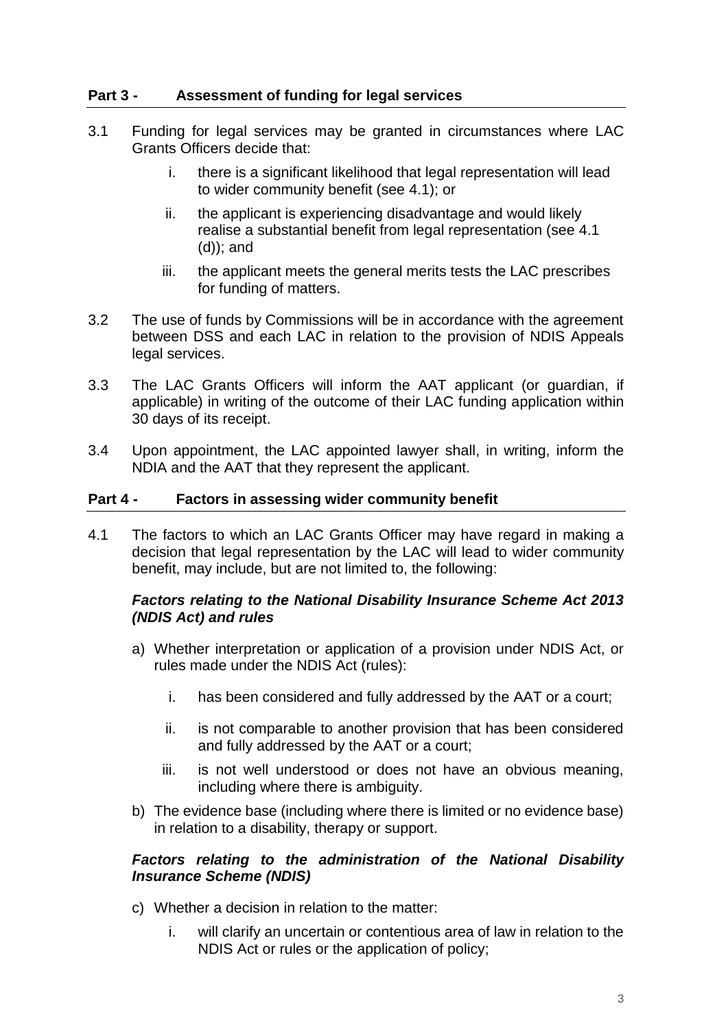## Part 3 - Assessment of funding for legal services

3.1 Funding for legal services may be granted in circumstances where LAC Grants Officers decide that:

   i. there is a significant likelihood that legal representation will lead to wider community benefit (see 4.1); or

   ii. the applicant is experiencing disadvantage and would likely realise a substantial benefit from legal representation (see 4.1 (d)); and

   iii. the applicant meets the general merits tests the LAC prescribes for funding of matters.

3.2 The use of funds by Commissions will be in accordance with the agreement between DSS and each LAC in relation to the provision of NDIS Appeals legal services.

3.3 The LAC Grants Officers will inform the AAT applicant (or guardian, if applicable) in writing of the outcome of their LAC funding application within 30 days of its receipt.

3.4 Upon appointment, the LAC appointed lawyer shall, in writing, inform the NDIA and the AAT that they represent the applicant.

## Part 4 - Factors in assessing wider community benefit

4.1 The factors to which an LAC Grants Officer may have regard in making a decision that legal representation by the LAC will lead to wider community benefit, may include, but are not limited to, the following:

***Factors relating to the National Disability Insurance Scheme Act 2013 (NDIS Act) and rules***

a) Whether interpretation or application of a provision under NDIS Act, or rules made under the NDIS Act (rules):

   i. has been considered and fully addressed by the AAT or a court;

   ii. is not comparable to another provision that has been considered and fully addressed by the AAT or a court;

   iii. is not well understood or does not have an obvious meaning, including where there is ambiguity.

b) The evidence base (including where there is limited or no evidence base) in relation to a disability, therapy or support.

***Factors relating to the administration of the National Disability Insurance Scheme (NDIS)***

c) Whether a decision in relation to the matter:

   i. will clarify an uncertain or contentious area of law in relation to the NDIS Act or rules or the application of policy;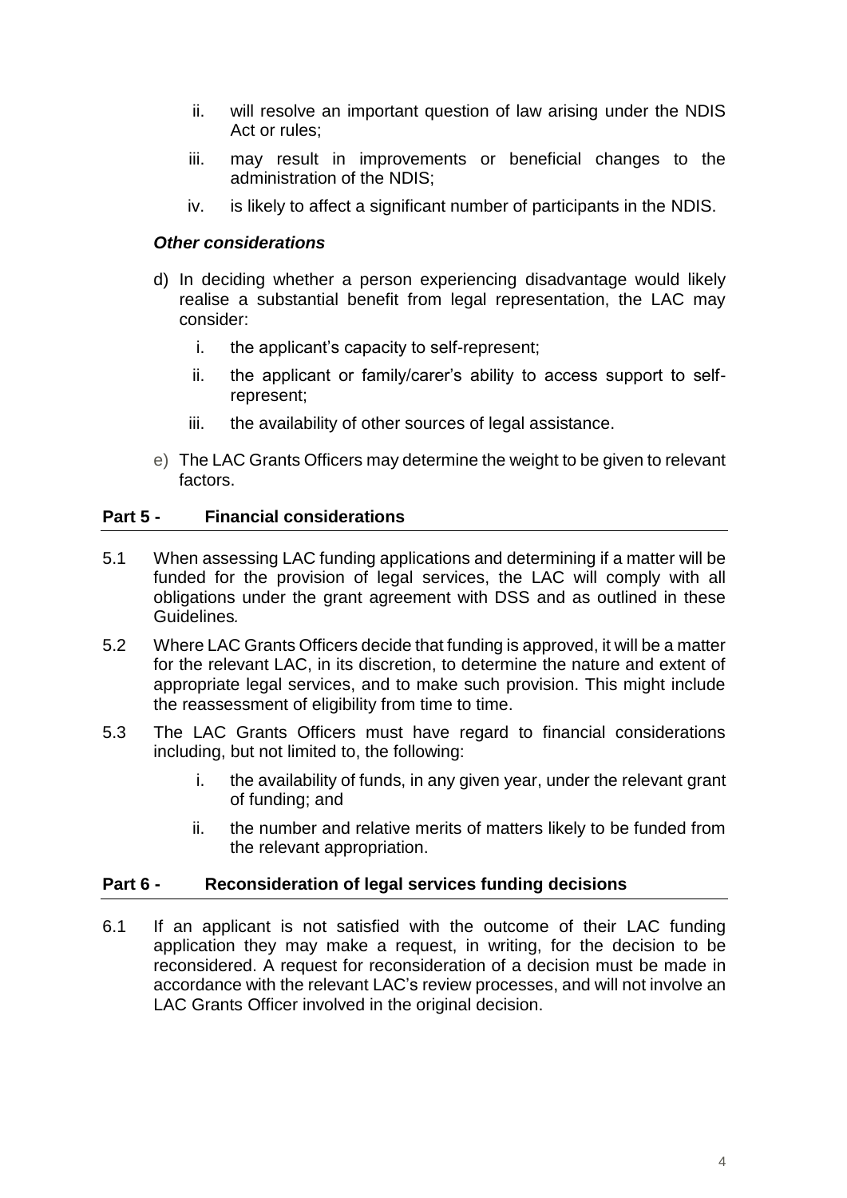ii. will resolve an important question of law arising under the NDIS Act or rules;

iii. may result in improvements or beneficial changes to the administration of the NDIS;

iv. is likely to affect a significant number of participants in the NDIS.

***Other considerations***

d) In deciding whether a person experiencing disadvantage would likely realise a substantial benefit from legal representation, the LAC may consider:

   i. the applicant's capacity to self-represent;

   ii. the applicant or family/carer's ability to access support to self-represent;

   iii. the availability of other sources of legal assistance.

e) The LAC Grants Officers may determine the weight to be given to relevant factors.

## Part 5 - Financial considerations

5.1 When assessing LAC funding applications and determining if a matter will be funded for the provision of legal services, the LAC will comply with all obligations under the grant agreement with DSS and as outlined in these Guidelines*.*

5.2 Where LAC Grants Officers decide that funding is approved, it will be a matter for the relevant LAC, in its discretion, to determine the nature and extent of appropriate legal services, and to make such provision. This might include the reassessment of eligibility from time to time.

5.3 The LAC Grants Officers must have regard to financial considerations including, but not limited to, the following:

   i. the availability of funds, in any given year, under the relevant grant of funding; and

   ii. the number and relative merits of matters likely to be funded from the relevant appropriation.

## Part 6 - Reconsideration of legal services funding decisions

6.1 If an applicant is not satisfied with the outcome of their LAC funding application they may make a request, in writing, for the decision to be reconsidered. A request for reconsideration of a decision must be made in accordance with the relevant LAC's review processes, and will not involve an LAC Grants Officer involved in the original decision.